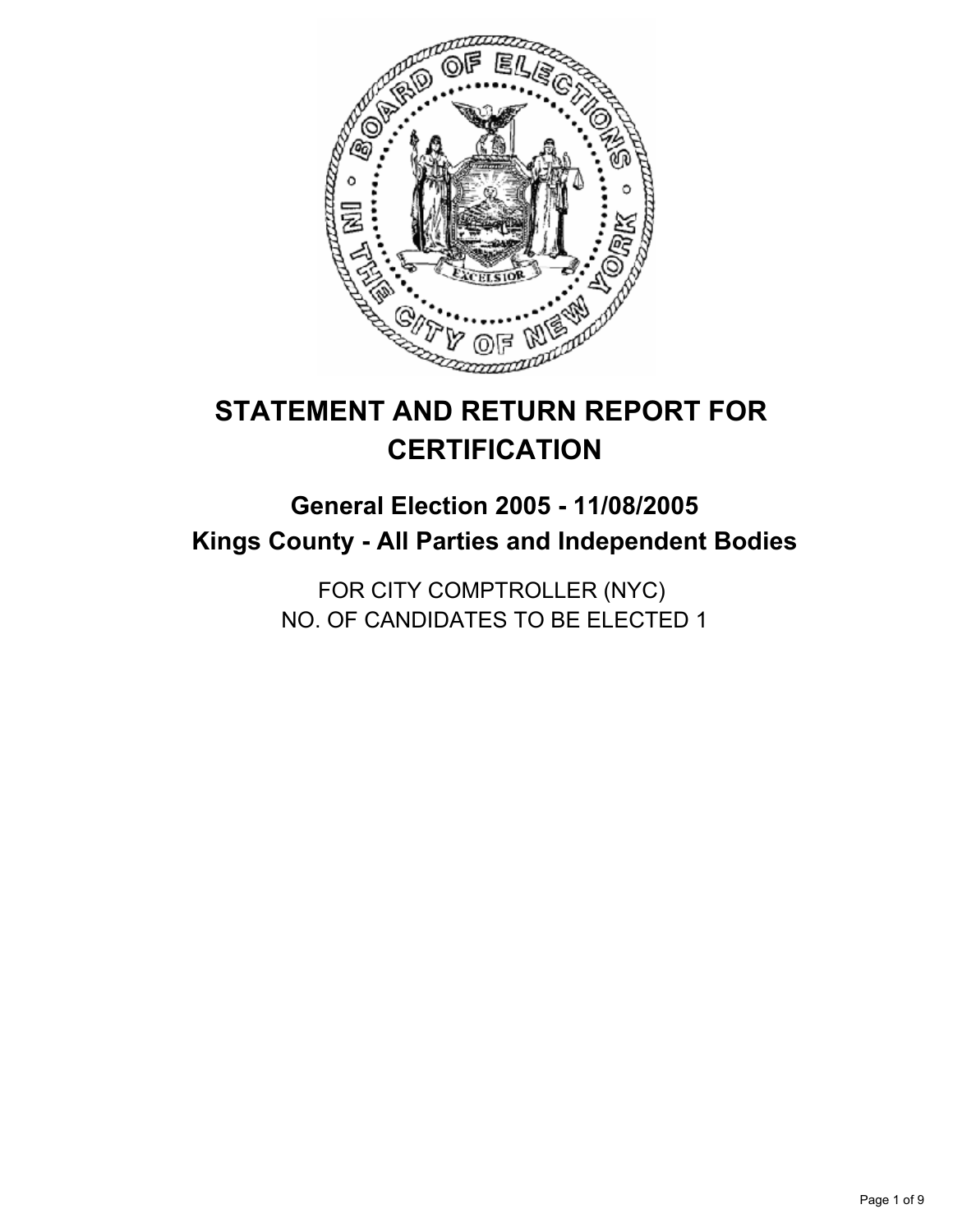# STATEMENT AND RETURN REPORT FOR CERTIFICATION

## General Election 2005 - 11/08/2005
## Kings County - All Parties and Independent Bodies

FOR CITY COMPTROLLER (NYC)
NO. OF CANDIDATES TO BE ELECTED 1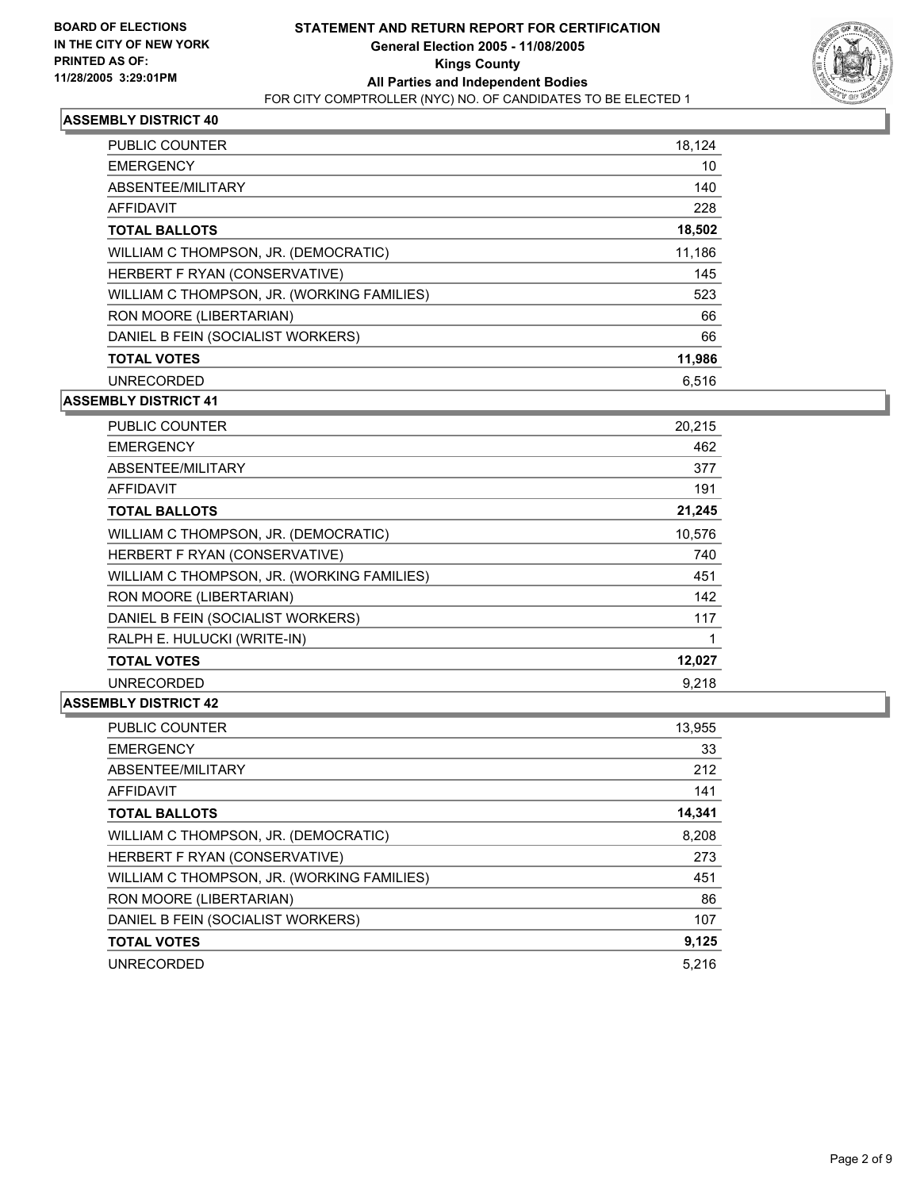**BOARD OF ELECTIONS IN THE CITY OF NEW YORK PRINTED AS OF: 11/28/2005 3:29:01PM**

# STATEMENT AND RETURN REPORT FOR CERTIFICATION
## General Election 2005 - 11/08/2005
## Kings County
## All Parties and Independent Bodies
FOR CITY COMPTROLLER (NYC) NO. OF CANDIDATES TO BE ELECTED 1

### ASSEMBLY DISTRICT 40

| | |
|---|---|
| PUBLIC COUNTER | 18,124 |
| EMERGENCY | 10 |
| ABSENTEE/MILITARY | 140 |
| AFFIDAVIT | 228 |
| **TOTAL BALLOTS** | **18,502** |
| WILLIAM C THOMPSON, JR. (DEMOCRATIC) | 11,186 |
| HERBERT F RYAN (CONSERVATIVE) | 145 |
| WILLIAM C THOMPSON, JR. (WORKING FAMILIES) | 523 |
| RON MOORE (LIBERTARIAN) | 66 |
| DANIEL B FEIN (SOCIALIST WORKERS) | 66 |
| **TOTAL VOTES** | **11,986** |
| UNRECORDED | 6,516 |

### ASSEMBLY DISTRICT 41

| | |
|---|---|
| PUBLIC COUNTER | 20,215 |
| EMERGENCY | 462 |
| ABSENTEE/MILITARY | 377 |
| AFFIDAVIT | 191 |
| **TOTAL BALLOTS** | **21,245** |
| WILLIAM C THOMPSON, JR. (DEMOCRATIC) | 10,576 |
| HERBERT F RYAN (CONSERVATIVE) | 740 |
| WILLIAM C THOMPSON, JR. (WORKING FAMILIES) | 451 |
| RON MOORE (LIBERTARIAN) | 142 |
| DANIEL B FEIN (SOCIALIST WORKERS) | 117 |
| RALPH E. HULUCKI (WRITE-IN) | 1 |
| **TOTAL VOTES** | **12,027** |
| UNRECORDED | 9,218 |

### ASSEMBLY DISTRICT 42

| | |
|---|---|
| PUBLIC COUNTER | 13,955 |
| EMERGENCY | 33 |
| ABSENTEE/MILITARY | 212 |
| AFFIDAVIT | 141 |
| **TOTAL BALLOTS** | **14,341** |
| WILLIAM C THOMPSON, JR. (DEMOCRATIC) | 8,208 |
| HERBERT F RYAN (CONSERVATIVE) | 273 |
| WILLIAM C THOMPSON, JR. (WORKING FAMILIES) | 451 |
| RON MOORE (LIBERTARIAN) | 86 |
| DANIEL B FEIN (SOCIALIST WORKERS) | 107 |
| **TOTAL VOTES** | **9,125** |
| UNRECORDED | 5,216 |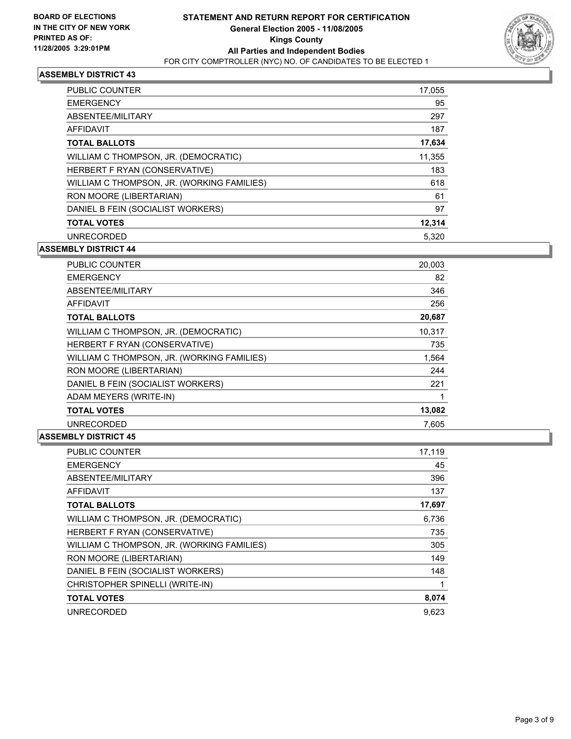**BOARD OF ELECTIONS IN THE CITY OF NEW YORK PRINTED AS OF: 11/28/2005 3:29:01PM**

# STATEMENT AND RETURN REPORT FOR CERTIFICATION
## General Election 2005 - 11/08/2005
## Kings County
## All Parties and Independent Bodies
FOR CITY COMPTROLLER (NYC) NO. OF CANDIDATES TO BE ELECTED 1

### ASSEMBLY DISTRICT 43

| | |
|---|---|
| PUBLIC COUNTER | 17,055 |
| EMERGENCY | 95 |
| ABSENTEE/MILITARY | 297 |
| AFFIDAVIT | 187 |
| **TOTAL BALLOTS** | **17,634** |
| WILLIAM C THOMPSON, JR. (DEMOCRATIC) | 11,355 |
| HERBERT F RYAN (CONSERVATIVE) | 183 |
| WILLIAM C THOMPSON, JR. (WORKING FAMILIES) | 618 |
| RON MOORE (LIBERTARIAN) | 61 |
| DANIEL B FEIN (SOCIALIST WORKERS) | 97 |
| **TOTAL VOTES** | **12,314** |
| UNRECORDED | 5,320 |

### ASSEMBLY DISTRICT 44

| | |
|---|---|
| PUBLIC COUNTER | 20,003 |
| EMERGENCY | 82 |
| ABSENTEE/MILITARY | 346 |
| AFFIDAVIT | 256 |
| **TOTAL BALLOTS** | **20,687** |
| WILLIAM C THOMPSON, JR. (DEMOCRATIC) | 10,317 |
| HERBERT F RYAN (CONSERVATIVE) | 735 |
| WILLIAM C THOMPSON, JR. (WORKING FAMILIES) | 1,564 |
| RON MOORE (LIBERTARIAN) | 244 |
| DANIEL B FEIN (SOCIALIST WORKERS) | 221 |
| ADAM MEYERS (WRITE-IN) | 1 |
| **TOTAL VOTES** | **13,082** |
| UNRECORDED | 7,605 |

### ASSEMBLY DISTRICT 45

| | |
|---|---|
| PUBLIC COUNTER | 17,119 |
| EMERGENCY | 45 |
| ABSENTEE/MILITARY | 396 |
| AFFIDAVIT | 137 |
| **TOTAL BALLOTS** | **17,697** |
| WILLIAM C THOMPSON, JR. (DEMOCRATIC) | 6,736 |
| HERBERT F RYAN (CONSERVATIVE) | 735 |
| WILLIAM C THOMPSON, JR. (WORKING FAMILIES) | 305 |
| RON MOORE (LIBERTARIAN) | 149 |
| DANIEL B FEIN (SOCIALIST WORKERS) | 148 |
| CHRISTOPHER SPINELLI (WRITE-IN) | 1 |
| **TOTAL VOTES** | **8,074** |
| UNRECORDED | 9,623 |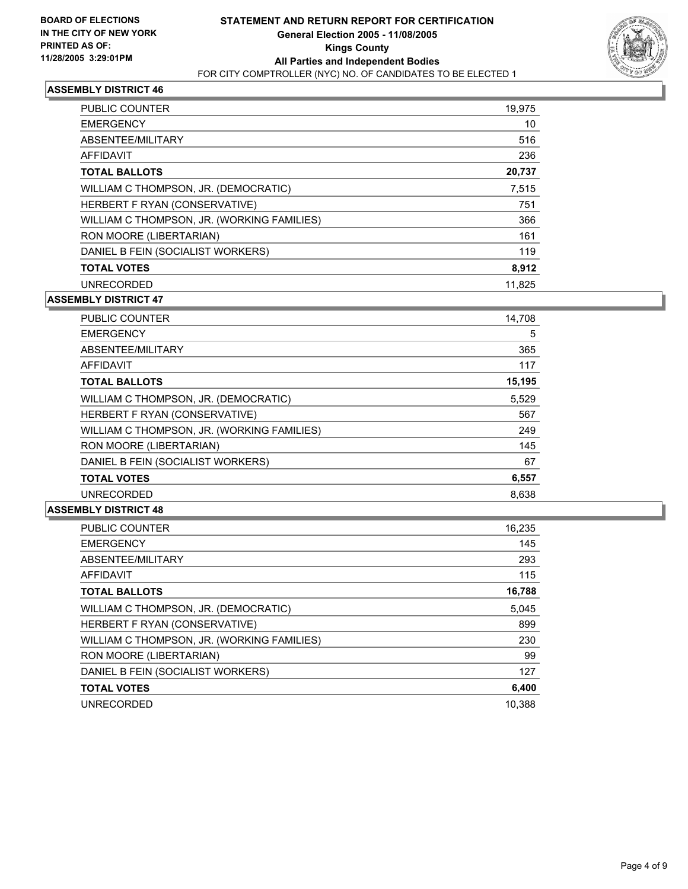**BOARD OF ELECTIONS IN THE CITY OF NEW YORK PRINTED AS OF: 11/28/2005 3:29:01PM**

# STATEMENT AND RETURN REPORT FOR CERTIFICATION
## General Election 2005 - 11/08/2005
## Kings County
## All Parties and Independent Bodies
FOR CITY COMPTROLLER (NYC) NO. OF CANDIDATES TO BE ELECTED 1

### ASSEMBLY DISTRICT 46

| | |
|---|---|
| PUBLIC COUNTER | 19,975 |
| EMERGENCY | 10 |
| ABSENTEE/MILITARY | 516 |
| AFFIDAVIT | 236 |
| **TOTAL BALLOTS** | **20,737** |
| WILLIAM C THOMPSON, JR. (DEMOCRATIC) | 7,515 |
| HERBERT F RYAN (CONSERVATIVE) | 751 |
| WILLIAM C THOMPSON, JR. (WORKING FAMILIES) | 366 |
| RON MOORE (LIBERTARIAN) | 161 |
| DANIEL B FEIN (SOCIALIST WORKERS) | 119 |
| **TOTAL VOTES** | **8,912** |
| UNRECORDED | 11,825 |

### ASSEMBLY DISTRICT 47

| | |
|---|---|
| PUBLIC COUNTER | 14,708 |
| EMERGENCY | 5 |
| ABSENTEE/MILITARY | 365 |
| AFFIDAVIT | 117 |
| **TOTAL BALLOTS** | **15,195** |
| WILLIAM C THOMPSON, JR. (DEMOCRATIC) | 5,529 |
| HERBERT F RYAN (CONSERVATIVE) | 567 |
| WILLIAM C THOMPSON, JR. (WORKING FAMILIES) | 249 |
| RON MOORE (LIBERTARIAN) | 145 |
| DANIEL B FEIN (SOCIALIST WORKERS) | 67 |
| **TOTAL VOTES** | **6,557** |
| UNRECORDED | 8,638 |

### ASSEMBLY DISTRICT 48

| | |
|---|---|
| PUBLIC COUNTER | 16,235 |
| EMERGENCY | 145 |
| ABSENTEE/MILITARY | 293 |
| AFFIDAVIT | 115 |
| **TOTAL BALLOTS** | **16,788** |
| WILLIAM C THOMPSON, JR. (DEMOCRATIC) | 5,045 |
| HERBERT F RYAN (CONSERVATIVE) | 899 |
| WILLIAM C THOMPSON, JR. (WORKING FAMILIES) | 230 |
| RON MOORE (LIBERTARIAN) | 99 |
| DANIEL B FEIN (SOCIALIST WORKERS) | 127 |
| **TOTAL VOTES** | **6,400** |
| UNRECORDED | 10,388 |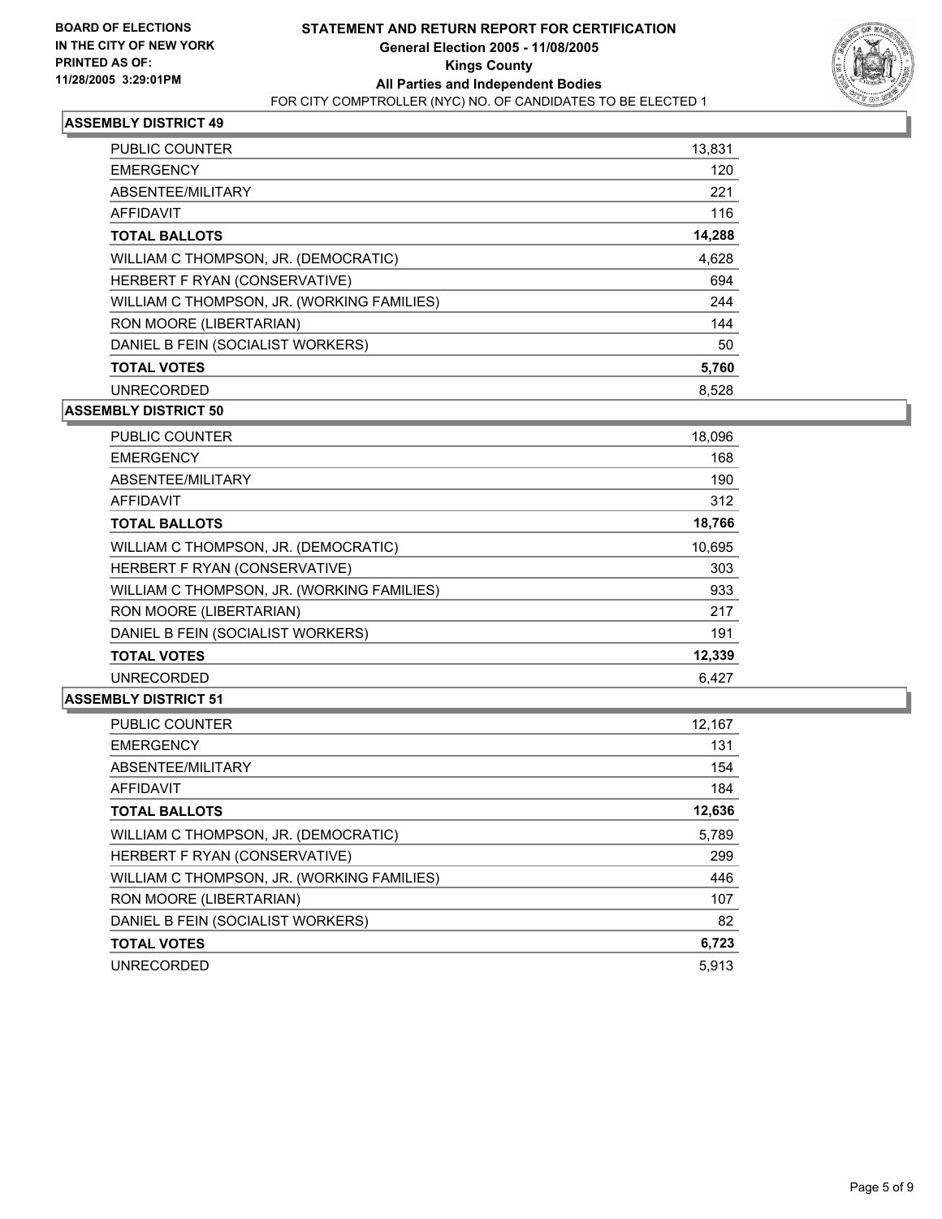**BOARD OF ELECTIONS IN THE CITY OF NEW YORK PRINTED AS OF: 11/28/2005 3:29:01PM**

# STATEMENT AND RETURN REPORT FOR CERTIFICATION
## General Election 2005 - 11/08/2005
## Kings County
## All Parties and Independent Bodies
FOR CITY COMPTROLLER (NYC) NO. OF CANDIDATES TO BE ELECTED 1

### ASSEMBLY DISTRICT 49

| | |
|---|---|
| PUBLIC COUNTER | 13,831 |
| EMERGENCY | 120 |
| ABSENTEE/MILITARY | 221 |
| AFFIDAVIT | 116 |
| **TOTAL BALLOTS** | **14,288** |
| WILLIAM C THOMPSON, JR. (DEMOCRATIC) | 4,628 |
| HERBERT F RYAN (CONSERVATIVE) | 694 |
| WILLIAM C THOMPSON, JR. (WORKING FAMILIES) | 244 |
| RON MOORE (LIBERTARIAN) | 144 |
| DANIEL B FEIN (SOCIALIST WORKERS) | 50 |
| **TOTAL VOTES** | **5,760** |
| UNRECORDED | 8,528 |

### ASSEMBLY DISTRICT 50

| | |
|---|---|
| PUBLIC COUNTER | 18,096 |
| EMERGENCY | 168 |
| ABSENTEE/MILITARY | 190 |
| AFFIDAVIT | 312 |
| **TOTAL BALLOTS** | **18,766** |
| WILLIAM C THOMPSON, JR. (DEMOCRATIC) | 10,695 |
| HERBERT F RYAN (CONSERVATIVE) | 303 |
| WILLIAM C THOMPSON, JR. (WORKING FAMILIES) | 933 |
| RON MOORE (LIBERTARIAN) | 217 |
| DANIEL B FEIN (SOCIALIST WORKERS) | 191 |
| **TOTAL VOTES** | **12,339** |
| UNRECORDED | 6,427 |

### ASSEMBLY DISTRICT 51

| | |
|---|---|
| PUBLIC COUNTER | 12,167 |
| EMERGENCY | 131 |
| ABSENTEE/MILITARY | 154 |
| AFFIDAVIT | 184 |
| **TOTAL BALLOTS** | **12,636** |
| WILLIAM C THOMPSON, JR. (DEMOCRATIC) | 5,789 |
| HERBERT F RYAN (CONSERVATIVE) | 299 |
| WILLIAM C THOMPSON, JR. (WORKING FAMILIES) | 446 |
| RON MOORE (LIBERTARIAN) | 107 |
| DANIEL B FEIN (SOCIALIST WORKERS) | 82 |
| **TOTAL VOTES** | **6,723** |
| UNRECORDED | 5,913 |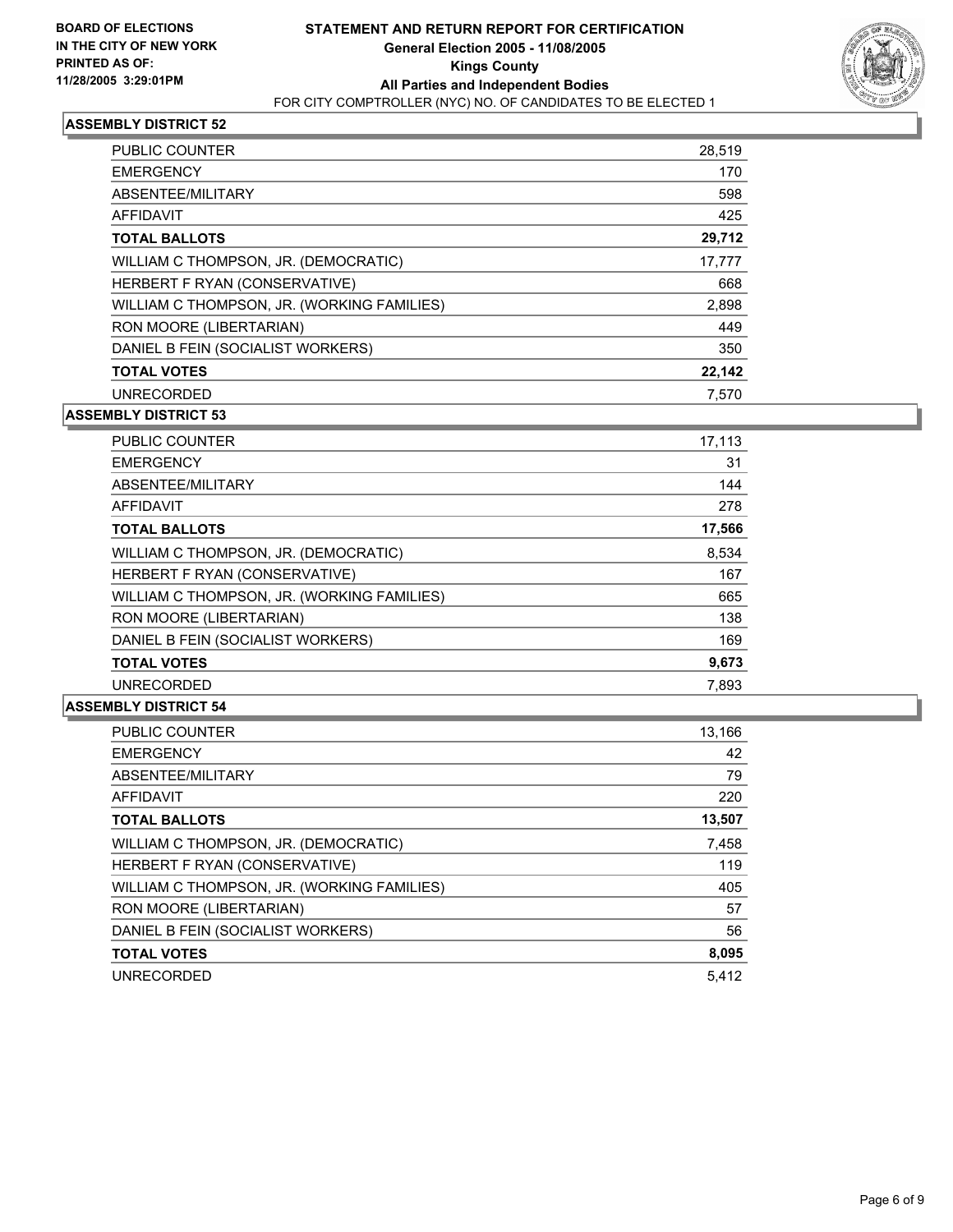**BOARD OF ELECTIONS IN THE CITY OF NEW YORK**
**PRINTED AS OF: 11/28/2005 3:29:01PM**

# STATEMENT AND RETURN REPORT FOR CERTIFICATION
## General Election 2005 - 11/08/2005
## Kings County
## All Parties and Independent Bodies
FOR CITY COMPTROLLER (NYC) NO. OF CANDIDATES TO BE ELECTED 1

### ASSEMBLY DISTRICT 52

| | |
|---|---|
| PUBLIC COUNTER | 28,519 |
| EMERGENCY | 170 |
| ABSENTEE/MILITARY | 598 |
| AFFIDAVIT | 425 |
| **TOTAL BALLOTS** | **29,712** |
| WILLIAM C THOMPSON, JR. (DEMOCRATIC) | 17,777 |
| HERBERT F RYAN (CONSERVATIVE) | 668 |
| WILLIAM C THOMPSON, JR. (WORKING FAMILIES) | 2,898 |
| RON MOORE (LIBERTARIAN) | 449 |
| DANIEL B FEIN (SOCIALIST WORKERS) | 350 |
| **TOTAL VOTES** | **22,142** |
| UNRECORDED | 7,570 |

### ASSEMBLY DISTRICT 53

| | |
|---|---|
| PUBLIC COUNTER | 17,113 |
| EMERGENCY | 31 |
| ABSENTEE/MILITARY | 144 |
| AFFIDAVIT | 278 |
| **TOTAL BALLOTS** | **17,566** |
| WILLIAM C THOMPSON, JR. (DEMOCRATIC) | 8,534 |
| HERBERT F RYAN (CONSERVATIVE) | 167 |
| WILLIAM C THOMPSON, JR. (WORKING FAMILIES) | 665 |
| RON MOORE (LIBERTARIAN) | 138 |
| DANIEL B FEIN (SOCIALIST WORKERS) | 169 |
| **TOTAL VOTES** | **9,673** |
| UNRECORDED | 7,893 |

### ASSEMBLY DISTRICT 54

| | |
|---|---|
| PUBLIC COUNTER | 13,166 |
| EMERGENCY | 42 |
| ABSENTEE/MILITARY | 79 |
| AFFIDAVIT | 220 |
| **TOTAL BALLOTS** | **13,507** |
| WILLIAM C THOMPSON, JR. (DEMOCRATIC) | 7,458 |
| HERBERT F RYAN (CONSERVATIVE) | 119 |
| WILLIAM C THOMPSON, JR. (WORKING FAMILIES) | 405 |
| RON MOORE (LIBERTARIAN) | 57 |
| DANIEL B FEIN (SOCIALIST WORKERS) | 56 |
| **TOTAL VOTES** | **8,095** |
| UNRECORDED | 5,412 |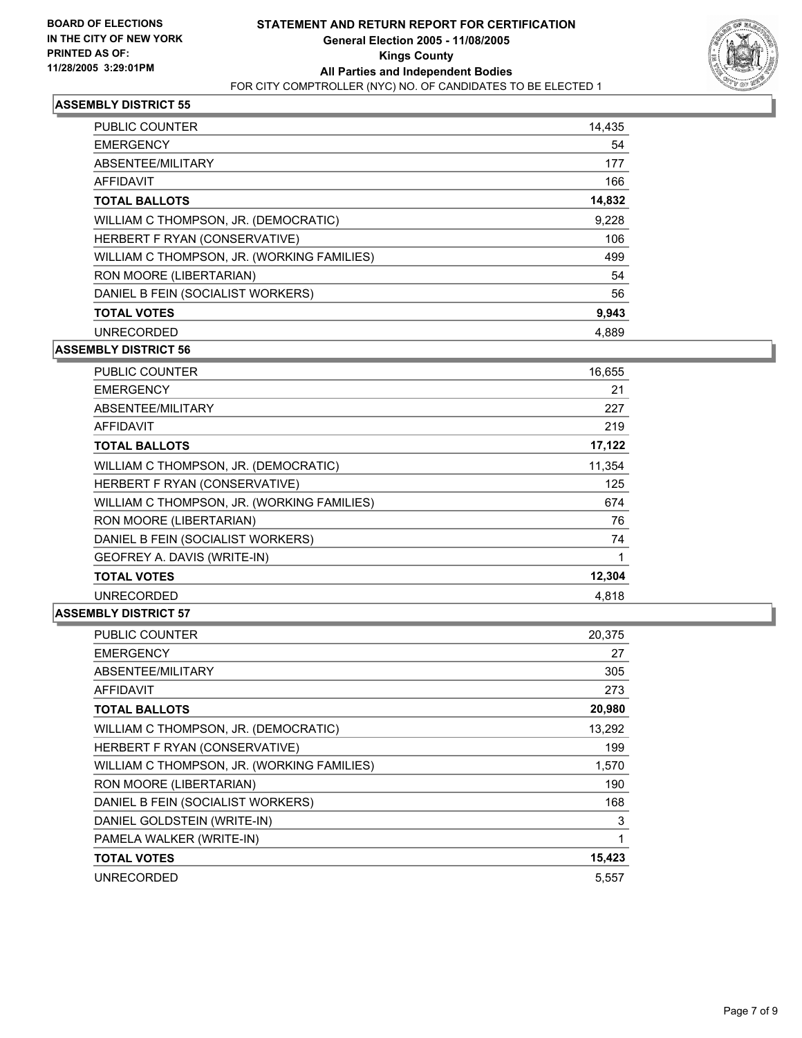**BOARD OF ELECTIONS IN THE CITY OF NEW YORK PRINTED AS OF: 11/28/2005 3:29:01PM**

# STATEMENT AND RETURN REPORT FOR CERTIFICATION
## General Election 2005 - 11/08/2005
## Kings County
## All Parties and Independent Bodies
FOR CITY COMPTROLLER (NYC) NO. OF CANDIDATES TO BE ELECTED 1

### ASSEMBLY DISTRICT 55

| | |
|---|---|
| PUBLIC COUNTER | 14,435 |
| EMERGENCY | 54 |
| ABSENTEE/MILITARY | 177 |
| AFFIDAVIT | 166 |
| **TOTAL BALLOTS** | **14,832** |
| WILLIAM C THOMPSON, JR. (DEMOCRATIC) | 9,228 |
| HERBERT F RYAN (CONSERVATIVE) | 106 |
| WILLIAM C THOMPSON, JR. (WORKING FAMILIES) | 499 |
| RON MOORE (LIBERTARIAN) | 54 |
| DANIEL B FEIN (SOCIALIST WORKERS) | 56 |
| **TOTAL VOTES** | **9,943** |
| UNRECORDED | 4,889 |

### ASSEMBLY DISTRICT 56

| | |
|---|---|
| PUBLIC COUNTER | 16,655 |
| EMERGENCY | 21 |
| ABSENTEE/MILITARY | 227 |
| AFFIDAVIT | 219 |
| **TOTAL BALLOTS** | **17,122** |
| WILLIAM C THOMPSON, JR. (DEMOCRATIC) | 11,354 |
| HERBERT F RYAN (CONSERVATIVE) | 125 |
| WILLIAM C THOMPSON, JR. (WORKING FAMILIES) | 674 |
| RON MOORE (LIBERTARIAN) | 76 |
| DANIEL B FEIN (SOCIALIST WORKERS) | 74 |
| GEOFREY A. DAVIS (WRITE-IN) | 1 |
| **TOTAL VOTES** | **12,304** |
| UNRECORDED | 4,818 |

### ASSEMBLY DISTRICT 57

| | |
|---|---|
| PUBLIC COUNTER | 20,375 |
| EMERGENCY | 27 |
| ABSENTEE/MILITARY | 305 |
| AFFIDAVIT | 273 |
| **TOTAL BALLOTS** | **20,980** |
| WILLIAM C THOMPSON, JR. (DEMOCRATIC) | 13,292 |
| HERBERT F RYAN (CONSERVATIVE) | 199 |
| WILLIAM C THOMPSON, JR. (WORKING FAMILIES) | 1,570 |
| RON MOORE (LIBERTARIAN) | 190 |
| DANIEL B FEIN (SOCIALIST WORKERS) | 168 |
| DANIEL GOLDSTEIN (WRITE-IN) | 3 |
| PAMELA WALKER (WRITE-IN) | 1 |
| **TOTAL VOTES** | **15,423** |
| UNRECORDED | 5,557 |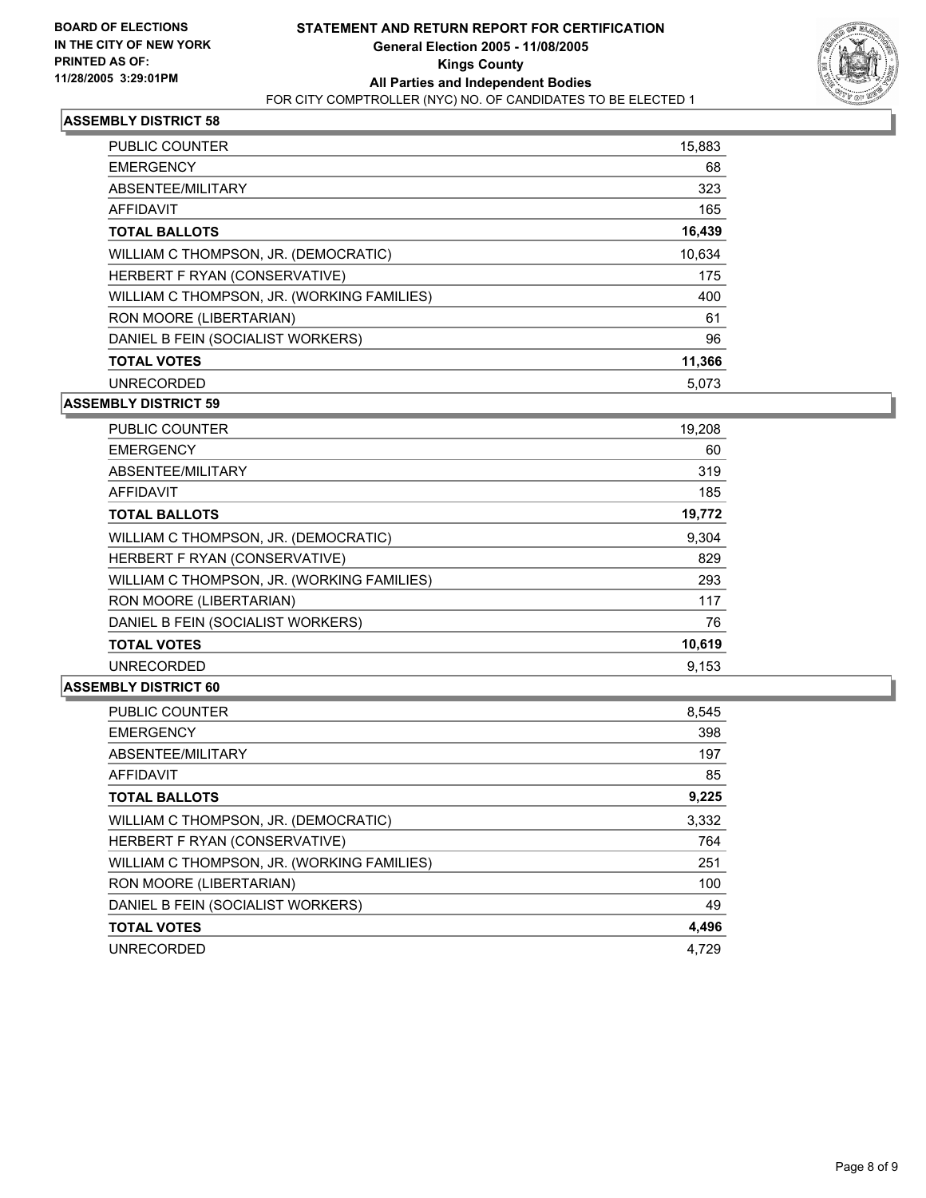**BOARD OF ELECTIONS IN THE CITY OF NEW YORK PRINTED AS OF: 11/28/2005 3:29:01PM**

# STATEMENT AND RETURN REPORT FOR CERTIFICATION

**General Election 2005 - 11/08/2005**
**Kings County**
**All Parties and Independent Bodies**
FOR CITY COMPTROLLER (NYC) NO. OF CANDIDATES TO BE ELECTED 1

## ASSEMBLY DISTRICT 58

| | |
|---|---|
| PUBLIC COUNTER | 15,883 |
| EMERGENCY | 68 |
| ABSENTEE/MILITARY | 323 |
| AFFIDAVIT | 165 |
| **TOTAL BALLOTS** | **16,439** |
| WILLIAM C THOMPSON, JR. (DEMOCRATIC) | 10,634 |
| HERBERT F RYAN (CONSERVATIVE) | 175 |
| WILLIAM C THOMPSON, JR. (WORKING FAMILIES) | 400 |
| RON MOORE (LIBERTARIAN) | 61 |
| DANIEL B FEIN (SOCIALIST WORKERS) | 96 |
| **TOTAL VOTES** | **11,366** |
| UNRECORDED | 5,073 |

## ASSEMBLY DISTRICT 59

| | |
|---|---|
| PUBLIC COUNTER | 19,208 |
| EMERGENCY | 60 |
| ABSENTEE/MILITARY | 319 |
| AFFIDAVIT | 185 |
| **TOTAL BALLOTS** | **19,772** |
| WILLIAM C THOMPSON, JR. (DEMOCRATIC) | 9,304 |
| HERBERT F RYAN (CONSERVATIVE) | 829 |
| WILLIAM C THOMPSON, JR. (WORKING FAMILIES) | 293 |
| RON MOORE (LIBERTARIAN) | 117 |
| DANIEL B FEIN (SOCIALIST WORKERS) | 76 |
| **TOTAL VOTES** | **10,619** |
| UNRECORDED | 9,153 |

## ASSEMBLY DISTRICT 60

| | |
|---|---|
| PUBLIC COUNTER | 8,545 |
| EMERGENCY | 398 |
| ABSENTEE/MILITARY | 197 |
| AFFIDAVIT | 85 |
| **TOTAL BALLOTS** | **9,225** |
| WILLIAM C THOMPSON, JR. (DEMOCRATIC) | 3,332 |
| HERBERT F RYAN (CONSERVATIVE) | 764 |
| WILLIAM C THOMPSON, JR. (WORKING FAMILIES) | 251 |
| RON MOORE (LIBERTARIAN) | 100 |
| DANIEL B FEIN (SOCIALIST WORKERS) | 49 |
| **TOTAL VOTES** | **4,496** |
| UNRECORDED | 4,729 |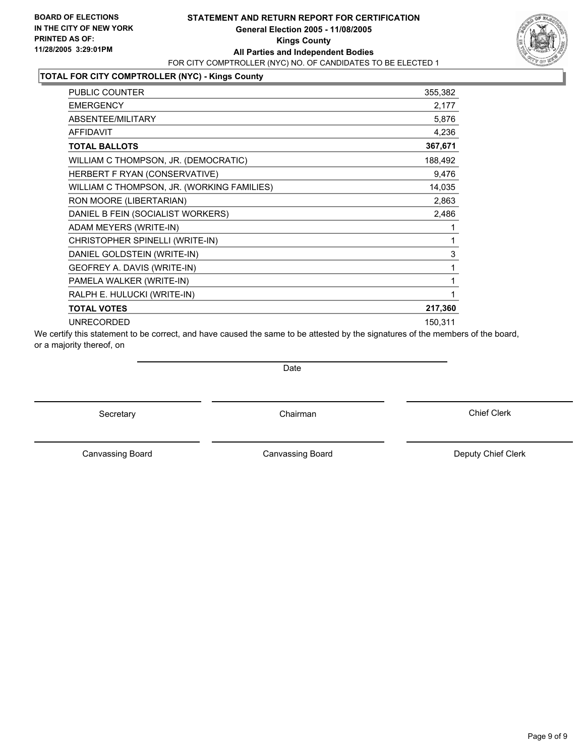**BOARD OF ELECTIONS IN THE CITY OF NEW YORK**
**PRINTED AS OF:**
**11/28/2005 3:29:01PM**

**STATEMENT AND RETURN REPORT FOR CERTIFICATION**
**General Election 2005 - 11/08/2005**
**Kings County**
**All Parties and Independent Bodies**
FOR CITY COMPTROLLER (NYC) NO. OF CANDIDATES TO BE ELECTED 1

### TOTAL FOR CITY COMPTROLLER (NYC) - Kings County

| | |
|---|---|
| PUBLIC COUNTER | 355,382 |
| EMERGENCY | 2,177 |
| ABSENTEE/MILITARY | 5,876 |
| AFFIDAVIT | 4,236 |
| **TOTAL BALLOTS** | **367,671** |
| WILLIAM C THOMPSON, JR. (DEMOCRATIC) | 188,492 |
| HERBERT F RYAN (CONSERVATIVE) | 9,476 |
| WILLIAM C THOMPSON, JR. (WORKING FAMILIES) | 14,035 |
| RON MOORE (LIBERTARIAN) | 2,863 |
| DANIEL B FEIN (SOCIALIST WORKERS) | 2,486 |
| ADAM MEYERS (WRITE-IN) | 1 |
| CHRISTOPHER SPINELLI (WRITE-IN) | 1 |
| DANIEL GOLDSTEIN (WRITE-IN) | 3 |
| GEOFREY A. DAVIS (WRITE-IN) | 1 |
| PAMELA WALKER (WRITE-IN) | 1 |
| RALPH E. HULUCKI (WRITE-IN) | 1 |
| **TOTAL VOTES** | **217,360** |
| UNRECORDED | 150,311 |

We certify this statement to be correct, and have caused the same to be attested by the signatures of the members of the board, or a majority thereof, on

Date

Secretary | Chairman | Chief Clerk

Canvassing Board | Canvassing Board | Deputy Chief Clerk